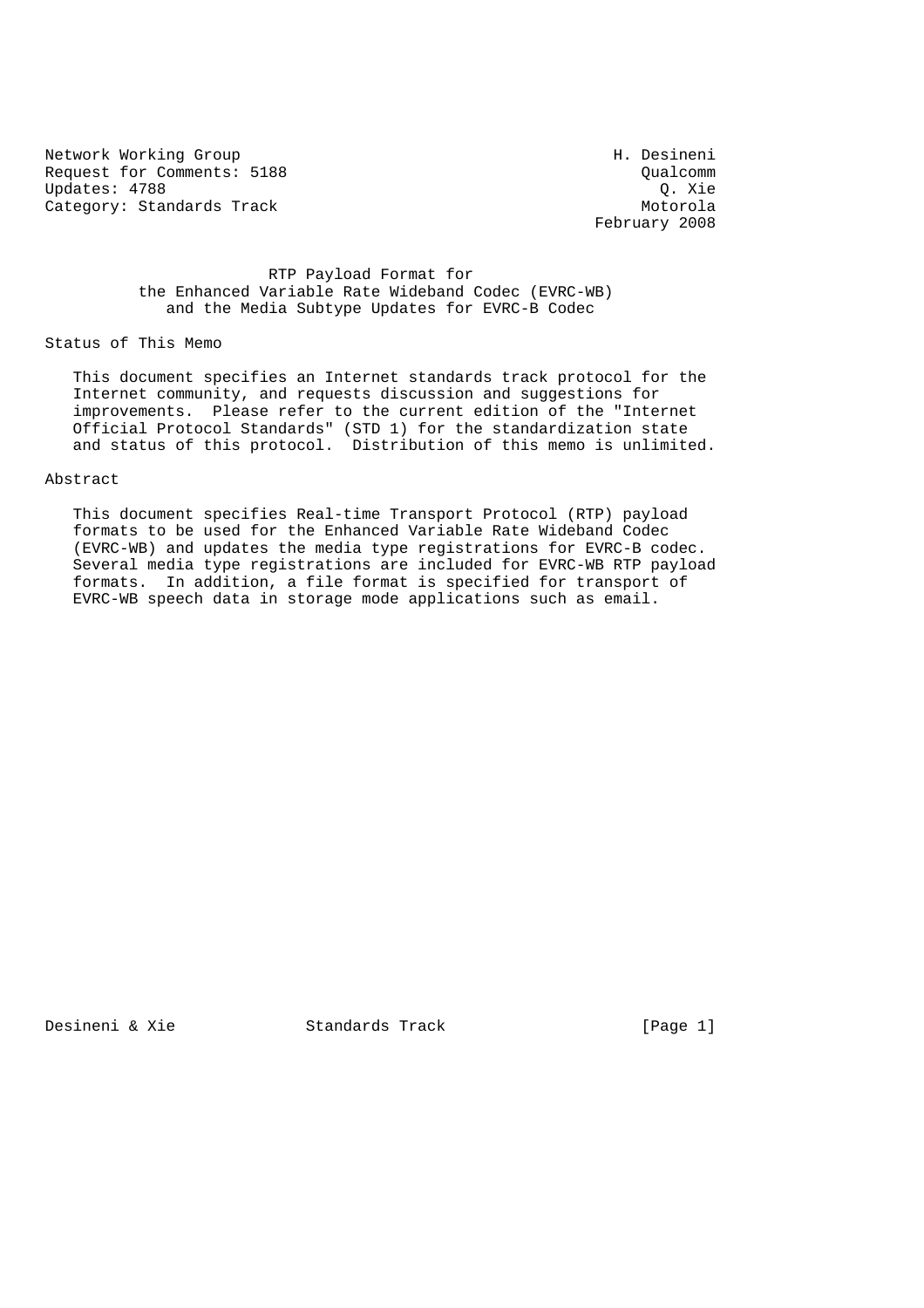Network Working Group H. Desineni
Request for Comments: 5188 Qualcomm
Updates: 4788 Q. Xie
Category: Standards Track Motorola
February 2008

# RTP Payload Format for the Enhanced Variable Rate Wideband Codec (EVRC-WB) and the Media Subtype Updates for EVRC-B Codec

## Status of This Memo

This document specifies an Internet standards track protocol for the Internet community, and requests discussion and suggestions for improvements. Please refer to the current edition of the "Internet Official Protocol Standards" (STD 1) for the standardization state and status of this protocol. Distribution of this memo is unlimited.

## Abstract

This document specifies Real-time Transport Protocol (RTP) payload formats to be used for the Enhanced Variable Rate Wideband Codec (EVRC-WB) and updates the media type registrations for EVRC-B codec. Several media type registrations are included for EVRC-WB RTP payload formats. In addition, a file format is specified for transport of EVRC-WB speech data in storage mode applications such as email.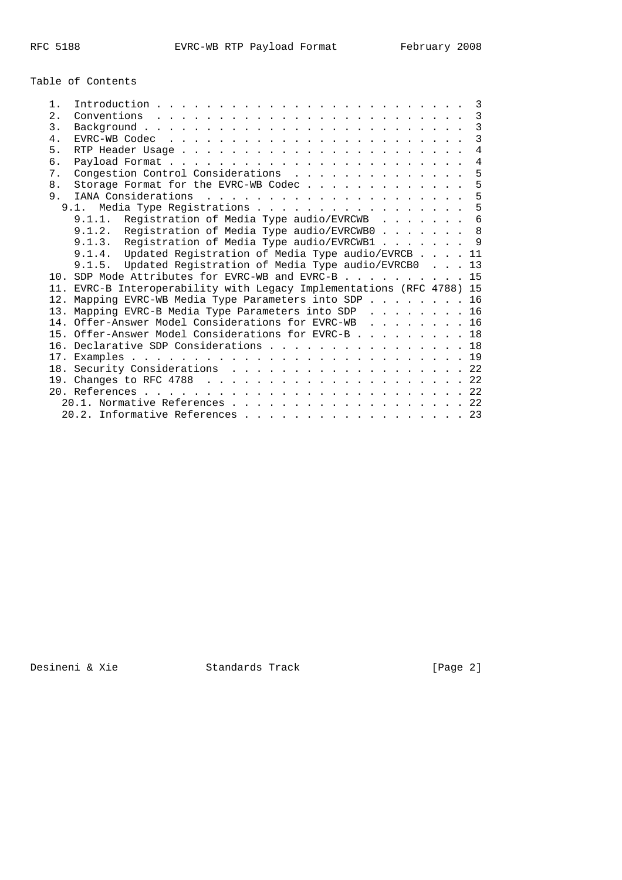Table of Contents

```
   1.  Introduction . . . . . . . . . . . . . . . . . . . . . . . . .  3
   2.  Conventions  . . . . . . . . . . . . . . . . . . . . . . . . .  3
   3.  Background . . . . . . . . . . . . . . . . . . . . . . . . . .  3
   4.  EVRC-WB Codec  . . . . . . . . . . . . . . . . . . . . . . . .  3
   5.  RTP Header Usage . . . . . . . . . . . . . . . . . . . . . . .  4
   6.  Payload Format . . . . . . . . . . . . . . . . . . . . . . . .  4
   7.  Congestion Control Considerations  . . . . . . . . . . . . . .  5
   8.  Storage Format for the EVRC-WB Codec . . . . . . . . . . . . .  5
   9.  IANA Considerations  . . . . . . . . . . . . . . . . . . . . .  5
     9.1.  Media Type Registrations . . . . . . . . . . . . . . . . .  5
       9.1.1.  Registration of Media Type audio/EVRCWB  . . . . . . .  6
       9.1.2.  Registration of Media Type audio/EVRCWB0 . . . . . . .  8
       9.1.3.  Registration of Media Type audio/EVRCWB1 . . . . . . .  9
       9.1.4.  Updated Registration of Media Type audio/EVRCB . . . . 11
       9.1.5.  Updated Registration of Media Type audio/EVRCB0  . . . 13
   10. SDP Mode Attributes for EVRC-WB and EVRC-B . . . . . . . . . . 15
   11. EVRC-B Interoperability with Legacy Implementations (RFC 4788) 15
   12. Mapping EVRC-WB Media Type Parameters into SDP . . . . . . . . 16
   13. Mapping EVRC-B Media Type Parameters into SDP  . . . . . . . . 16
   14. Offer-Answer Model Considerations for EVRC-WB  . . . . . . . . 16
   15. Offer-Answer Model Considerations for EVRC-B . . . . . . . . . 18
   16. Declarative SDP Considerations . . . . . . . . . . . . . . . . 18
   17. Examples . . . . . . . . . . . . . . . . . . . . . . . . . . . 19
   18. Security Considerations  . . . . . . . . . . . . . . . . . . . 22
   19. Changes to RFC 4788  . . . . . . . . . . . . . . . . . . . . . 22
   20. References . . . . . . . . . . . . . . . . . . . . . . . . . . 22
     20.1. Normative References . . . . . . . . . . . . . . . . . . . 22
     20.2. Informative References . . . . . . . . . . . . . . . . . . 23
```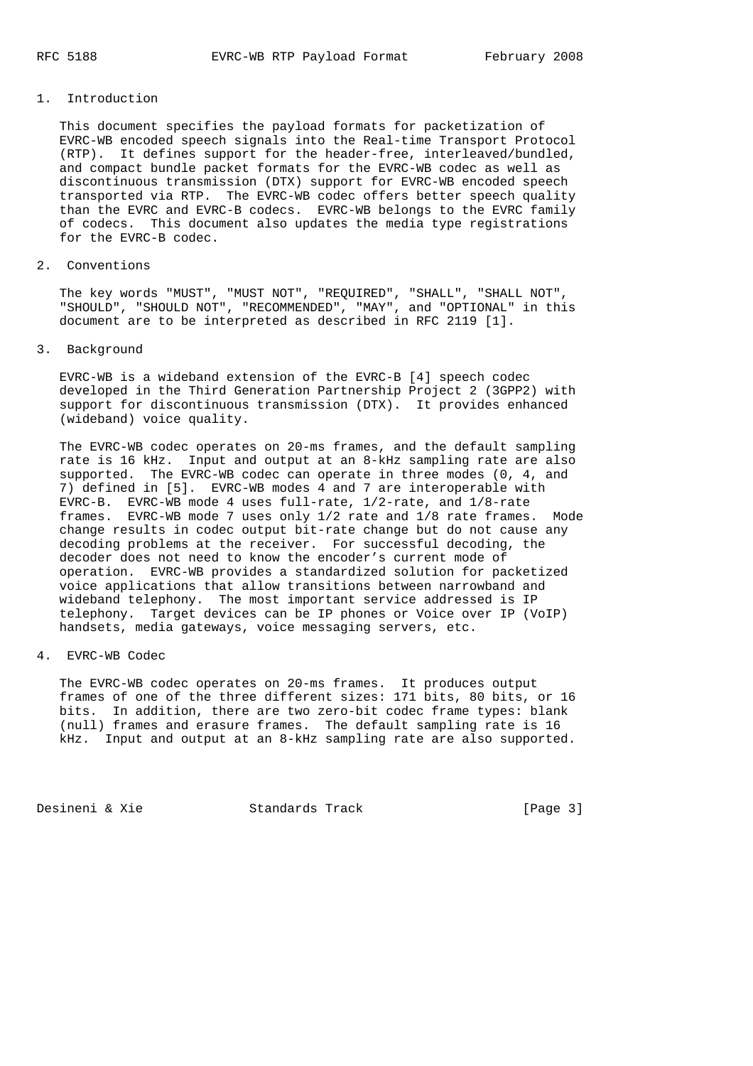## 1. Introduction

This document specifies the payload formats for packetization of EVRC-WB encoded speech signals into the Real-time Transport Protocol (RTP). It defines support for the header-free, interleaved/bundled, and compact bundle packet formats for the EVRC-WB codec as well as discontinuous transmission (DTX) support for EVRC-WB encoded speech transported via RTP. The EVRC-WB codec offers better speech quality than the EVRC and EVRC-B codecs. EVRC-WB belongs to the EVRC family of codecs. This document also updates the media type registrations for the EVRC-B codec.

## 2. Conventions

The key words "MUST", "MUST NOT", "REQUIRED", "SHALL", "SHALL NOT", "SHOULD", "SHOULD NOT", "RECOMMENDED", "MAY", and "OPTIONAL" in this document are to be interpreted as described in RFC 2119 [1].

## 3. Background

EVRC-WB is a wideband extension of the EVRC-B [4] speech codec developed in the Third Generation Partnership Project 2 (3GPP2) with support for discontinuous transmission (DTX). It provides enhanced (wideband) voice quality.

The EVRC-WB codec operates on 20-ms frames, and the default sampling rate is 16 kHz. Input and output at an 8-kHz sampling rate are also supported. The EVRC-WB codec can operate in three modes (0, 4, and 7) defined in [5]. EVRC-WB modes 4 and 7 are interoperable with EVRC-B. EVRC-WB mode 4 uses full-rate, 1/2-rate, and 1/8-rate frames. EVRC-WB mode 7 uses only 1/2 rate and 1/8 rate frames. Mode change results in codec output bit-rate change but do not cause any decoding problems at the receiver. For successful decoding, the decoder does not need to know the encoder's current mode of operation. EVRC-WB provides a standardized solution for packetized voice applications that allow transitions between narrowband and wideband telephony. The most important service addressed is IP telephony. Target devices can be IP phones or Voice over IP (VoIP) handsets, media gateways, voice messaging servers, etc.

## 4. EVRC-WB Codec

The EVRC-WB codec operates on 20-ms frames. It produces output frames of one of the three different sizes: 171 bits, 80 bits, or 16 bits. In addition, there are two zero-bit codec frame types: blank (null) frames and erasure frames. The default sampling rate is 16 kHz. Input and output at an 8-kHz sampling rate are also supported.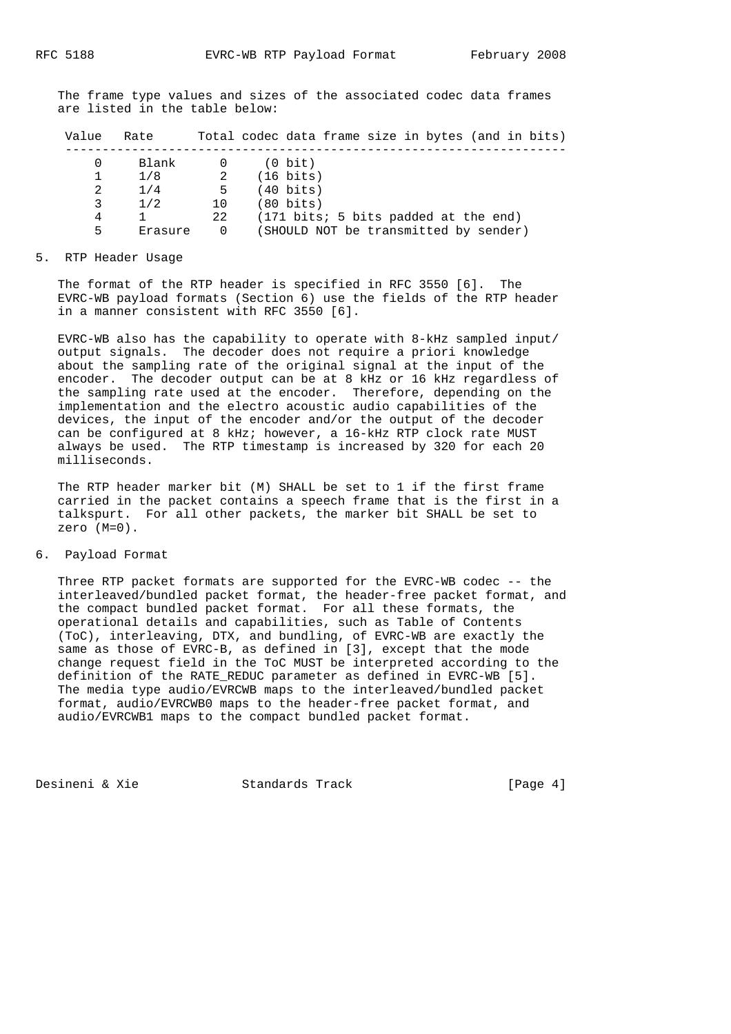The frame type values and sizes of the associated codec data frames are listed in the table below:

| Value | Rate | Total codec data frame size in bytes (and in bits) | |
|---|---|---|---|
| 0 | Blank | 0 | (0 bit) |
| 1 | 1/8 | 2 | (16 bits) |
| 2 | 1/4 | 5 | (40 bits) |
| 3 | 1/2 | 10 | (80 bits) |
| 4 | 1 | 22 | (171 bits; 5 bits padded at the end) |
| 5 | Erasure | 0 | (SHOULD NOT be transmitted by sender) |

## 5. RTP Header Usage

The format of the RTP header is specified in RFC 3550 [6]. The EVRC-WB payload formats (Section 6) use the fields of the RTP header in a manner consistent with RFC 3550 [6].

EVRC-WB also has the capability to operate with 8-kHz sampled input/output signals. The decoder does not require a priori knowledge about the sampling rate of the original signal at the input of the encoder. The decoder output can be at 8 kHz or 16 kHz regardless of the sampling rate used at the encoder. Therefore, depending on the implementation and the electro acoustic audio capabilities of the devices, the input of the encoder and/or the output of the decoder can be configured at 8 kHz; however, a 16-kHz RTP clock rate MUST always be used. The RTP timestamp is increased by 320 for each 20 milliseconds.

The RTP header marker bit (M) SHALL be set to 1 if the first frame carried in the packet contains a speech frame that is the first in a talkspurt. For all other packets, the marker bit SHALL be set to zero (M=0).

## 6. Payload Format

Three RTP packet formats are supported for the EVRC-WB codec -- the interleaved/bundled packet format, the header-free packet format, and the compact bundled packet format. For all these formats, the operational details and capabilities, such as Table of Contents (ToC), interleaving, DTX, and bundling, of EVRC-WB are exactly the same as those of EVRC-B, as defined in [3], except that the mode change request field in the ToC MUST be interpreted according to the definition of the RATE_REDUC parameter as defined in EVRC-WB [5]. The media type audio/EVRCWB maps to the interleaved/bundled packet format, audio/EVRCWB0 maps to the header-free packet format, and audio/EVRCWB1 maps to the compact bundled packet format.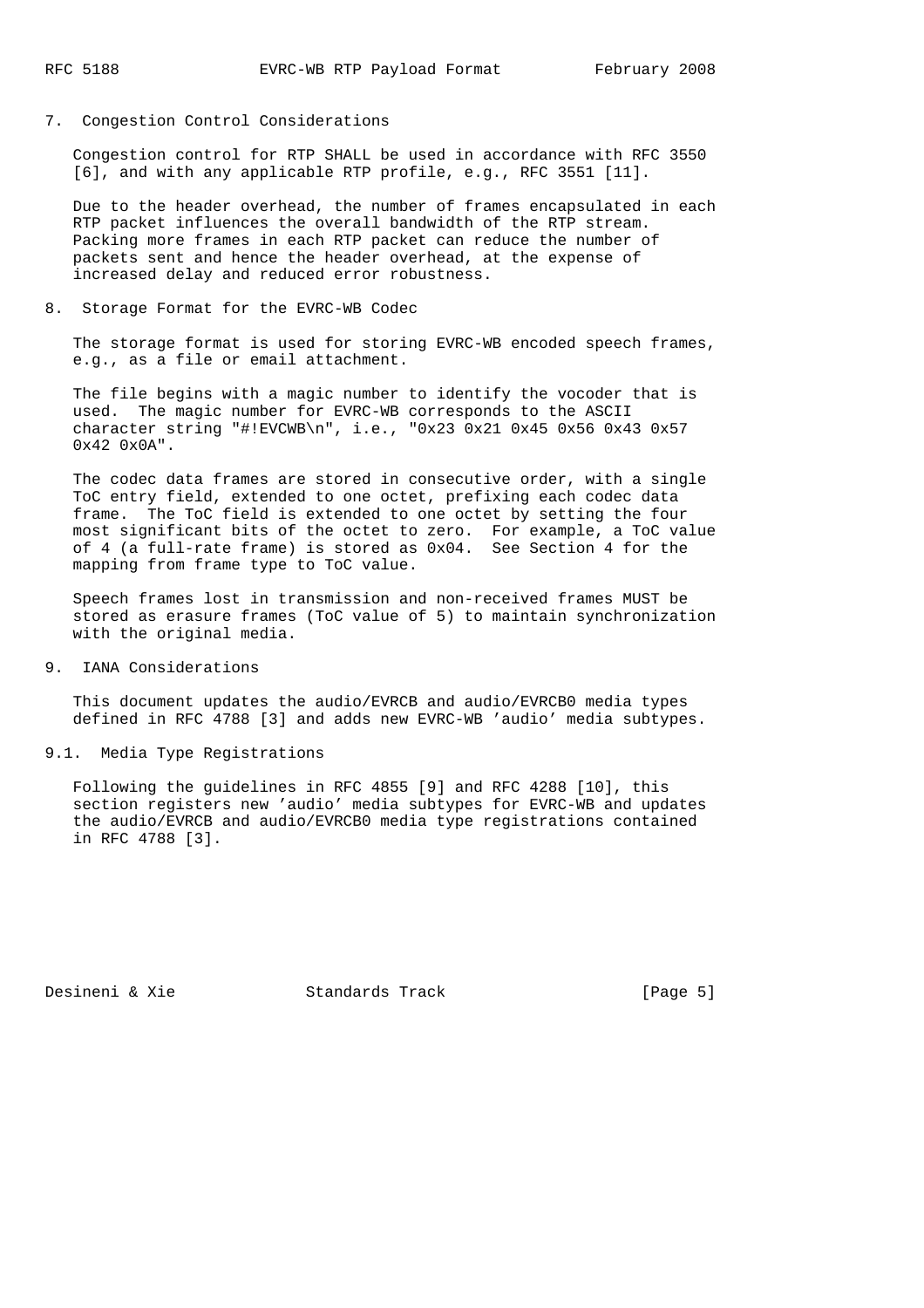## 7. Congestion Control Considerations

Congestion control for RTP SHALL be used in accordance with RFC 3550 [6], and with any applicable RTP profile, e.g., RFC 3551 [11].

Due to the header overhead, the number of frames encapsulated in each RTP packet influences the overall bandwidth of the RTP stream. Packing more frames in each RTP packet can reduce the number of packets sent and hence the header overhead, at the expense of increased delay and reduced error robustness.

## 8. Storage Format for the EVRC-WB Codec

The storage format is used for storing EVRC-WB encoded speech frames, e.g., as a file or email attachment.

The file begins with a magic number to identify the vocoder that is used. The magic number for EVRC-WB corresponds to the ASCII character string "#!EVCWB\n", i.e., "0x23 0x21 0x45 0x56 0x43 0x57 0x42 0x0A".

The codec data frames are stored in consecutive order, with a single ToC entry field, extended to one octet, prefixing each codec data frame. The ToC field is extended to one octet by setting the four most significant bits of the octet to zero. For example, a ToC value of 4 (a full-rate frame) is stored as 0x04. See Section 4 for the mapping from frame type to ToC value.

Speech frames lost in transmission and non-received frames MUST be stored as erasure frames (ToC value of 5) to maintain synchronization with the original media.

## 9. IANA Considerations

This document updates the audio/EVRCB and audio/EVRCB0 media types defined in RFC 4788 [3] and adds new EVRC-WB 'audio' media subtypes.

### 9.1. Media Type Registrations

Following the guidelines in RFC 4855 [9] and RFC 4288 [10], this section registers new 'audio' media subtypes for EVRC-WB and updates the audio/EVRCB and audio/EVRCB0 media type registrations contained in RFC 4788 [3].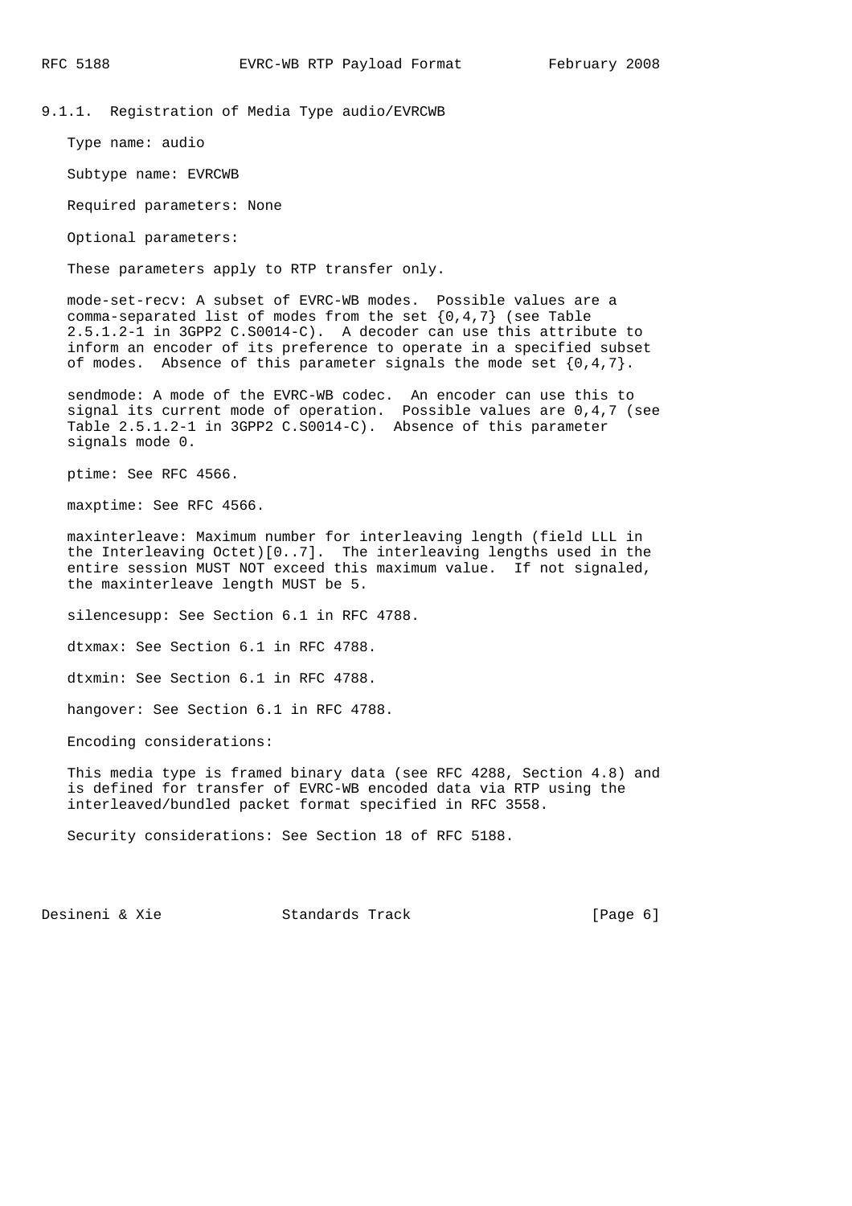### 9.1.1. Registration of Media Type audio/EVRCWB

Type name: audio

Subtype name: EVRCWB

Required parameters: None

Optional parameters:

These parameters apply to RTP transfer only.

mode-set-recv: A subset of EVRC-WB modes. Possible values are a comma-separated list of modes from the set {0,4,7} (see Table 2.5.1.2-1 in 3GPP2 C.S0014-C). A decoder can use this attribute to inform an encoder of its preference to operate in a specified subset of modes. Absence of this parameter signals the mode set {0,4,7}.

sendmode: A mode of the EVRC-WB codec. An encoder can use this to signal its current mode of operation. Possible values are 0,4,7 (see Table 2.5.1.2-1 in 3GPP2 C.S0014-C). Absence of this parameter signals mode 0.

ptime: See RFC 4566.

maxptime: See RFC 4566.

maxinterleave: Maximum number for interleaving length (field LLL in the Interleaving Octet)[0..7]. The interleaving lengths used in the entire session MUST NOT exceed this maximum value. If not signaled, the maxinterleave length MUST be 5.

silencesupp: See Section 6.1 in RFC 4788.

dtxmax: See Section 6.1 in RFC 4788.

dtxmin: See Section 6.1 in RFC 4788.

hangover: See Section 6.1 in RFC 4788.

Encoding considerations:

This media type is framed binary data (see RFC 4288, Section 4.8) and is defined for transfer of EVRC-WB encoded data via RTP using the interleaved/bundled packet format specified in RFC 3558.

Security considerations: See Section 18 of RFC 5188.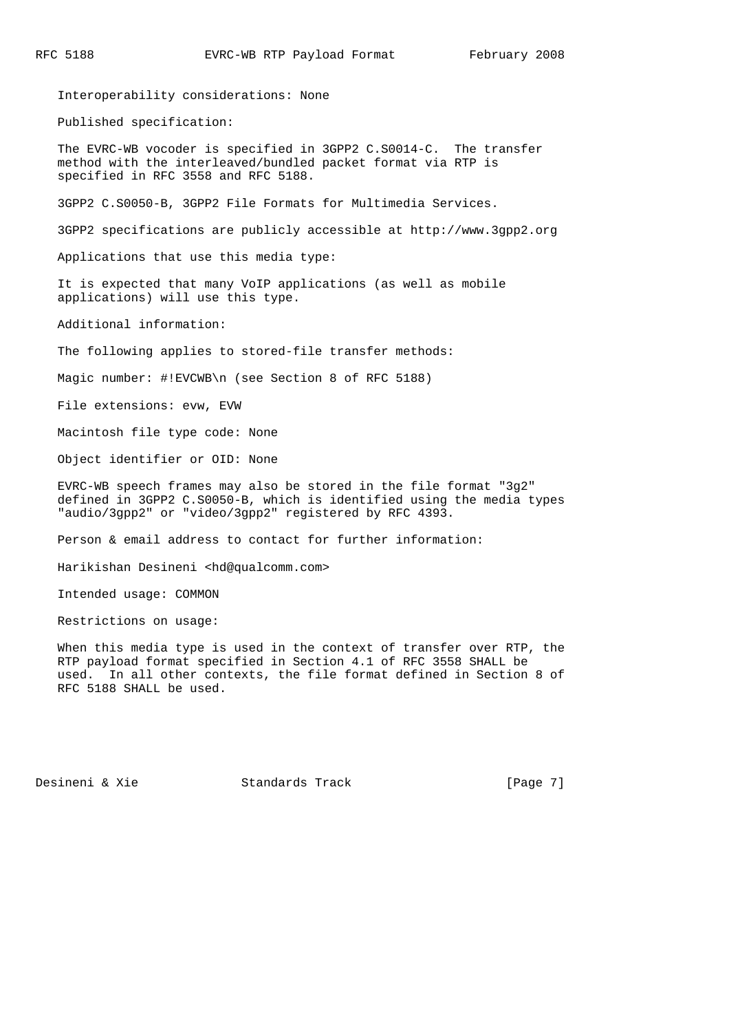Interoperability considerations: None

Published specification:

The EVRC-WB vocoder is specified in 3GPP2 C.S0014-C. The transfer method with the interleaved/bundled packet format via RTP is specified in RFC 3558 and RFC 5188.

3GPP2 C.S0050-B, 3GPP2 File Formats for Multimedia Services.

3GPP2 specifications are publicly accessible at http://www.3gpp2.org

Applications that use this media type:

It is expected that many VoIP applications (as well as mobile applications) will use this type.

Additional information:

The following applies to stored-file transfer methods:

Magic number: #!EVCWB\n (see Section 8 of RFC 5188)

File extensions: evw, EVW

Macintosh file type code: None

Object identifier or OID: None

EVRC-WB speech frames may also be stored in the file format "3g2" defined in 3GPP2 C.S0050-B, which is identified using the media types "audio/3gpp2" or "video/3gpp2" registered by RFC 4393.

Person & email address to contact for further information:

Harikishan Desineni <hd@qualcomm.com>

Intended usage: COMMON

Restrictions on usage:

When this media type is used in the context of transfer over RTP, the RTP payload format specified in Section 4.1 of RFC 3558 SHALL be used. In all other contexts, the file format defined in Section 8 of RFC 5188 SHALL be used.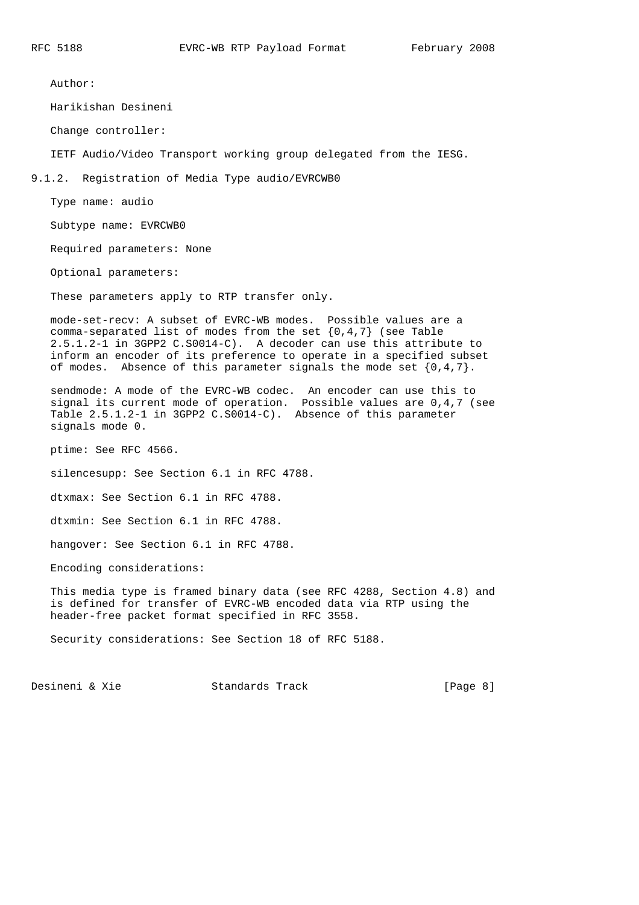Author:

Harikishan Desineni

Change controller:

IETF Audio/Video Transport working group delegated from the IESG.

### 9.1.2. Registration of Media Type audio/EVRCWB0

Type name: audio

Subtype name: EVRCWB0

Required parameters: None

Optional parameters:

These parameters apply to RTP transfer only.

mode-set-recv: A subset of EVRC-WB modes. Possible values are a comma-separated list of modes from the set {0,4,7} (see Table 2.5.1.2-1 in 3GPP2 C.S0014-C). A decoder can use this attribute to inform an encoder of its preference to operate in a specified subset of modes. Absence of this parameter signals the mode set {0,4,7}.

sendmode: A mode of the EVRC-WB codec. An encoder can use this to signal its current mode of operation. Possible values are 0,4,7 (see Table 2.5.1.2-1 in 3GPP2 C.S0014-C). Absence of this parameter signals mode 0.

ptime: See RFC 4566.

silencesupp: See Section 6.1 in RFC 4788.

dtxmax: See Section 6.1 in RFC 4788.

dtxmin: See Section 6.1 in RFC 4788.

hangover: See Section 6.1 in RFC 4788.

Encoding considerations:

This media type is framed binary data (see RFC 4288, Section 4.8) and is defined for transfer of EVRC-WB encoded data via RTP using the header-free packet format specified in RFC 3558.

Security considerations: See Section 18 of RFC 5188.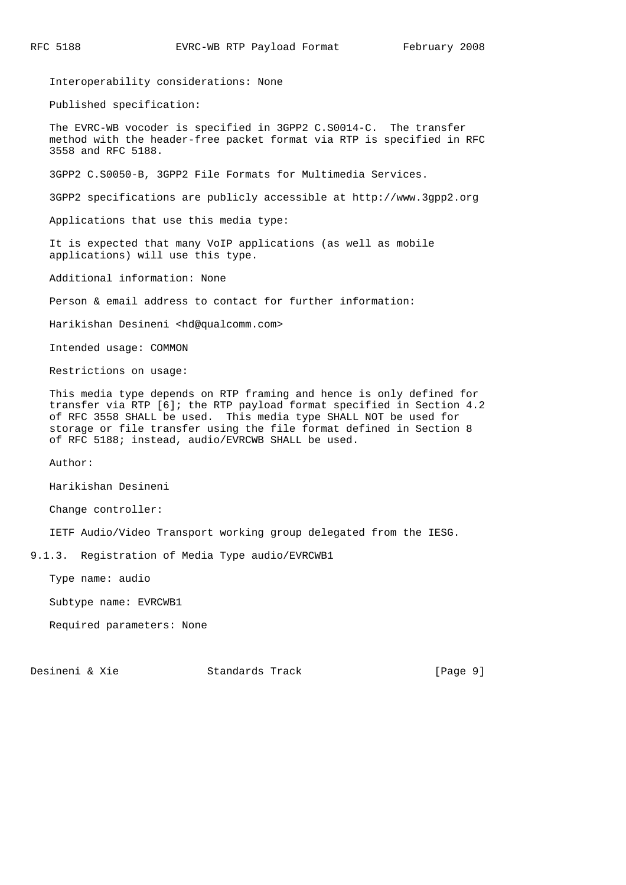Interoperability considerations: None

Published specification:

The EVRC-WB vocoder is specified in 3GPP2 C.S0014-C. The transfer method with the header-free packet format via RTP is specified in RFC 3558 and RFC 5188.

3GPP2 C.S0050-B, 3GPP2 File Formats for Multimedia Services.

3GPP2 specifications are publicly accessible at http://www.3gpp2.org

Applications that use this media type:

It is expected that many VoIP applications (as well as mobile applications) will use this type.

Additional information: None

Person & email address to contact for further information:

Harikishan Desineni <hd@qualcomm.com>

Intended usage: COMMON

Restrictions on usage:

This media type depends on RTP framing and hence is only defined for transfer via RTP [6]; the RTP payload format specified in Section 4.2 of RFC 3558 SHALL be used. This media type SHALL NOT be used for storage or file transfer using the file format defined in Section 8 of RFC 5188; instead, audio/EVRCWB SHALL be used.

Author:

Harikishan Desineni

Change controller:

IETF Audio/Video Transport working group delegated from the IESG.

### 9.1.3. Registration of Media Type audio/EVRCWB1

Type name: audio

Subtype name: EVRCWB1

Required parameters: None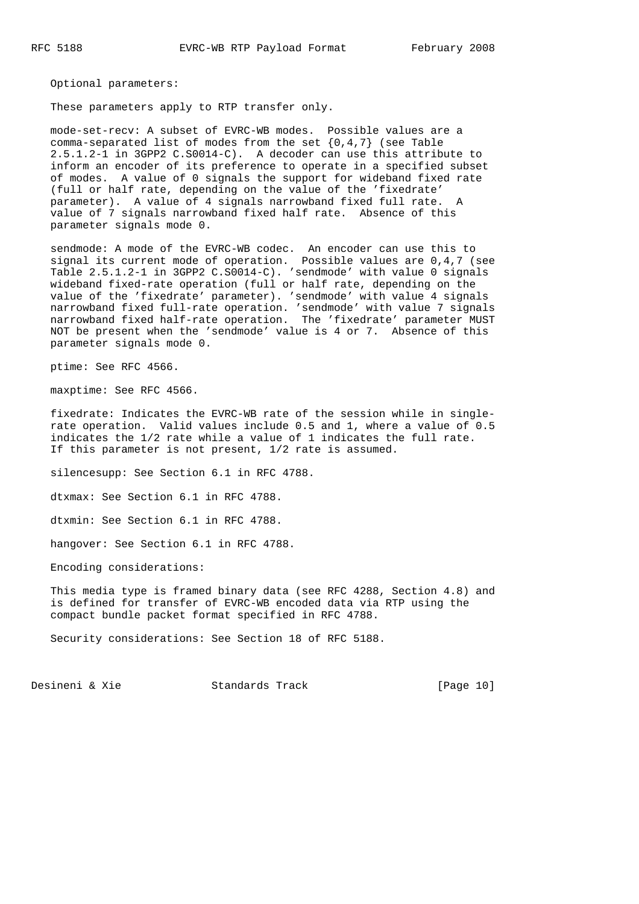Optional parameters:

These parameters apply to RTP transfer only.

mode-set-recv: A subset of EVRC-WB modes. Possible values are a comma-separated list of modes from the set {0,4,7} (see Table 2.5.1.2-1 in 3GPP2 C.S0014-C). A decoder can use this attribute to inform an encoder of its preference to operate in a specified subset of modes. A value of 0 signals the support for wideband fixed rate (full or half rate, depending on the value of the 'fixedrate' parameter). A value of 4 signals narrowband fixed full rate. A value of 7 signals narrowband fixed half rate. Absence of this parameter signals mode 0.

sendmode: A mode of the EVRC-WB codec. An encoder can use this to signal its current mode of operation. Possible values are 0,4,7 (see Table 2.5.1.2-1 in 3GPP2 C.S0014-C). 'sendmode' with value 0 signals wideband fixed-rate operation (full or half rate, depending on the value of the 'fixedrate' parameter). 'sendmode' with value 4 signals narrowband fixed full-rate operation. 'sendmode' with value 7 signals narrowband fixed half-rate operation. The 'fixedrate' parameter MUST NOT be present when the 'sendmode' value is 4 or 7. Absence of this parameter signals mode 0.

ptime: See RFC 4566.

maxptime: See RFC 4566.

fixedrate: Indicates the EVRC-WB rate of the session while in single-rate operation. Valid values include 0.5 and 1, where a value of 0.5 indicates the 1/2 rate while a value of 1 indicates the full rate. If this parameter is not present, 1/2 rate is assumed.

silencesupp: See Section 6.1 in RFC 4788.

dtxmax: See Section 6.1 in RFC 4788.

dtxmin: See Section 6.1 in RFC 4788.

hangover: See Section 6.1 in RFC 4788.

Encoding considerations:

This media type is framed binary data (see RFC 4288, Section 4.8) and is defined for transfer of EVRC-WB encoded data via RTP using the compact bundle packet format specified in RFC 4788.

Security considerations: See Section 18 of RFC 5188.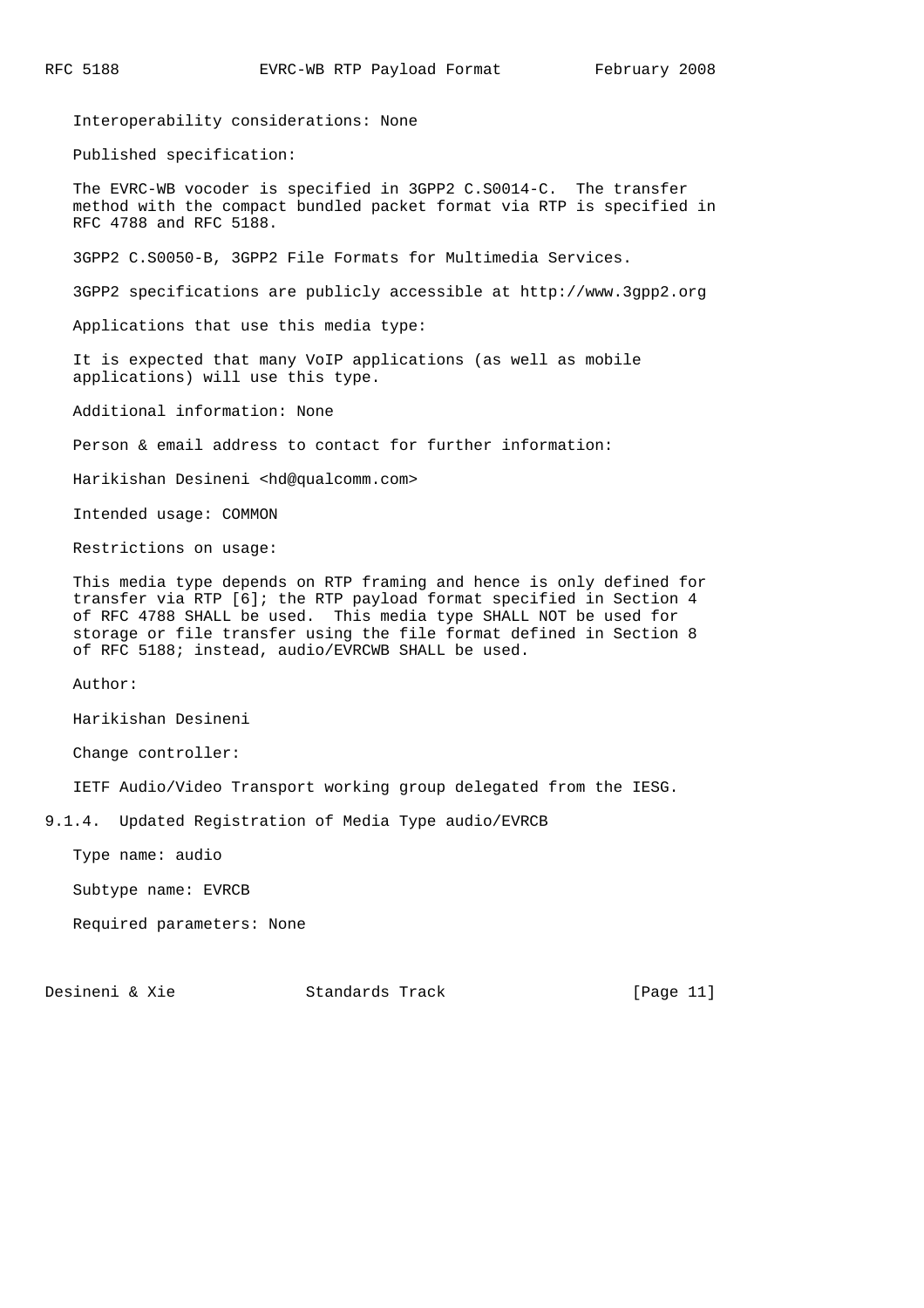Interoperability considerations: None

Published specification:

The EVRC-WB vocoder is specified in 3GPP2 C.S0014-C. The transfer method with the compact bundled packet format via RTP is specified in RFC 4788 and RFC 5188.

3GPP2 C.S0050-B, 3GPP2 File Formats for Multimedia Services.

3GPP2 specifications are publicly accessible at http://www.3gpp2.org

Applications that use this media type:

It is expected that many VoIP applications (as well as mobile applications) will use this type.

Additional information: None

Person & email address to contact for further information:

Harikishan Desineni <hd@qualcomm.com>

Intended usage: COMMON

Restrictions on usage:

This media type depends on RTP framing and hence is only defined for transfer via RTP [6]; the RTP payload format specified in Section 4 of RFC 4788 SHALL be used. This media type SHALL NOT be used for storage or file transfer using the file format defined in Section 8 of RFC 5188; instead, audio/EVRCWB SHALL be used.

Author:

Harikishan Desineni

Change controller:

IETF Audio/Video Transport working group delegated from the IESG.

### 9.1.4. Updated Registration of Media Type audio/EVRCB

Type name: audio

Subtype name: EVRCB

Required parameters: None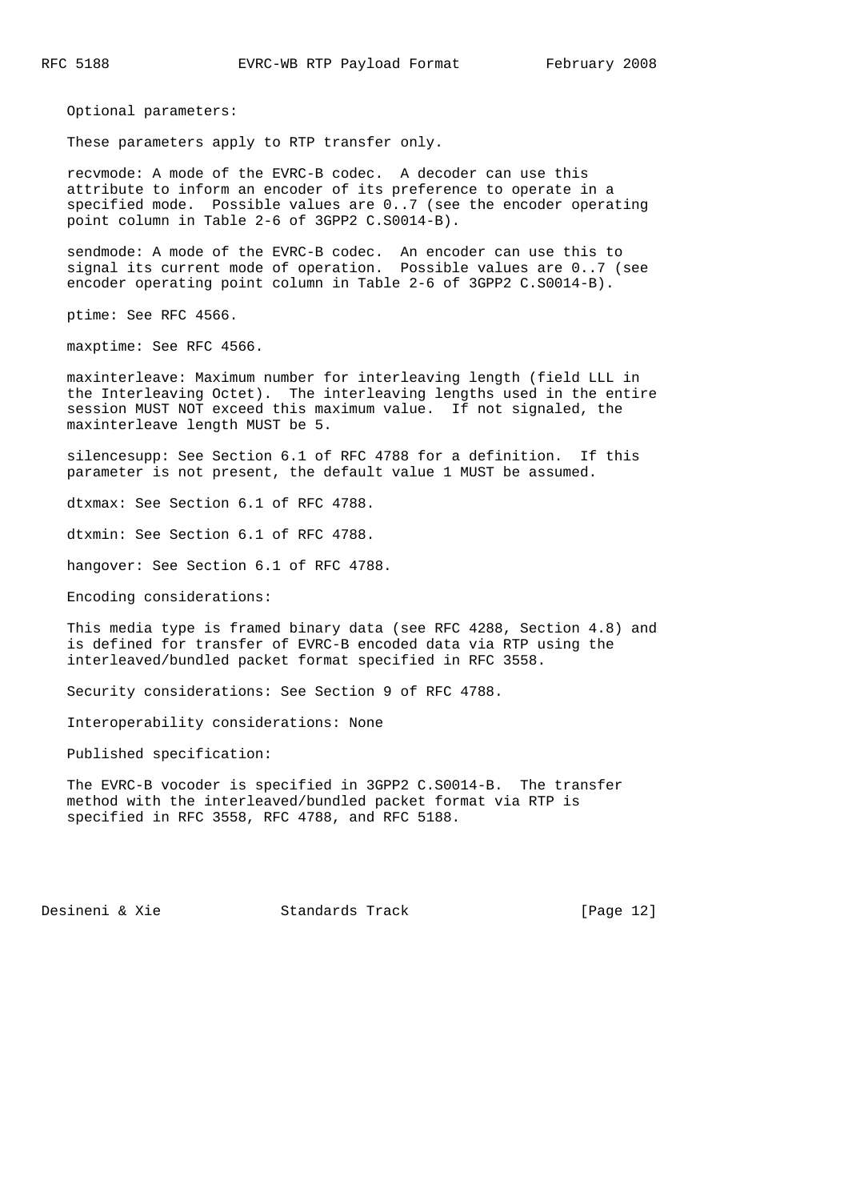Optional parameters:

These parameters apply to RTP transfer only.

recvmode: A mode of the EVRC-B codec. A decoder can use this attribute to inform an encoder of its preference to operate in a specified mode. Possible values are 0..7 (see the encoder operating point column in Table 2-6 of 3GPP2 C.S0014-B).

sendmode: A mode of the EVRC-B codec. An encoder can use this to signal its current mode of operation. Possible values are 0..7 (see encoder operating point column in Table 2-6 of 3GPP2 C.S0014-B).

ptime: See RFC 4566.

maxptime: See RFC 4566.

maxinterleave: Maximum number for interleaving length (field LLL in the Interleaving Octet). The interleaving lengths used in the entire session MUST NOT exceed this maximum value. If not signaled, the maxinterleave length MUST be 5.

silencesupp: See Section 6.1 of RFC 4788 for a definition. If this parameter is not present, the default value 1 MUST be assumed.

dtxmax: See Section 6.1 of RFC 4788.

dtxmin: See Section 6.1 of RFC 4788.

hangover: See Section 6.1 of RFC 4788.

Encoding considerations:

This media type is framed binary data (see RFC 4288, Section 4.8) and is defined for transfer of EVRC-B encoded data via RTP using the interleaved/bundled packet format specified in RFC 3558.

Security considerations: See Section 9 of RFC 4788.

Interoperability considerations: None

Published specification:

The EVRC-B vocoder is specified in 3GPP2 C.S0014-B. The transfer method with the interleaved/bundled packet format via RTP is specified in RFC 3558, RFC 4788, and RFC 5188.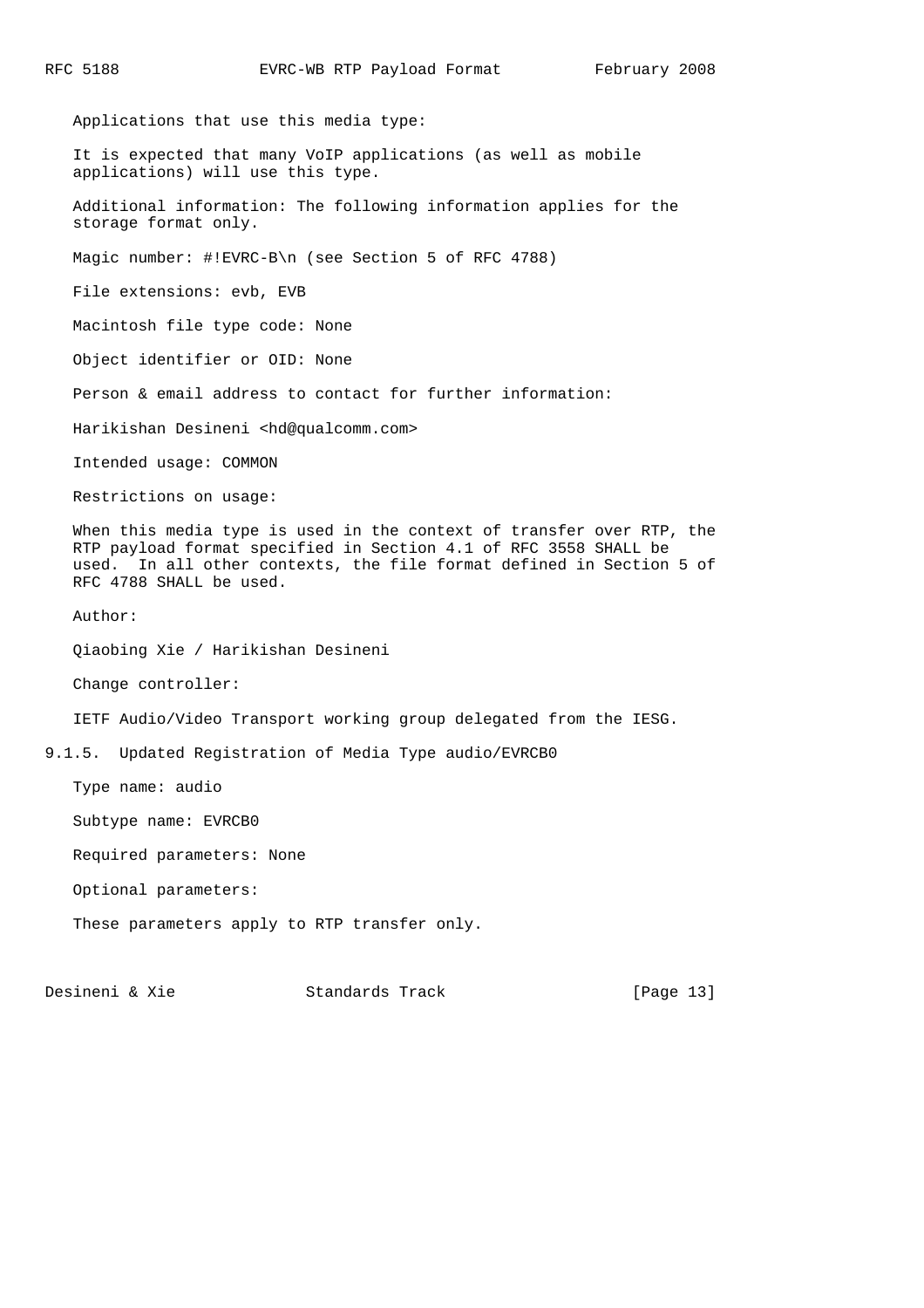Applications that use this media type:

It is expected that many VoIP applications (as well as mobile applications) will use this type.

Additional information: The following information applies for the storage format only.

Magic number: #!EVRC-B\n (see Section 5 of RFC 4788)

File extensions: evb, EVB

Macintosh file type code: None

Object identifier or OID: None

Person & email address to contact for further information:

Harikishan Desineni <hd@qualcomm.com>

Intended usage: COMMON

Restrictions on usage:

When this media type is used in the context of transfer over RTP, the RTP payload format specified in Section 4.1 of RFC 3558 SHALL be used. In all other contexts, the file format defined in Section 5 of RFC 4788 SHALL be used.

Author:

Qiaobing Xie / Harikishan Desineni

Change controller:

IETF Audio/Video Transport working group delegated from the IESG.

#### 9.1.5. Updated Registration of Media Type audio/EVRCB0

Type name: audio

Subtype name: EVRCB0

Required parameters: None

Optional parameters:

These parameters apply to RTP transfer only.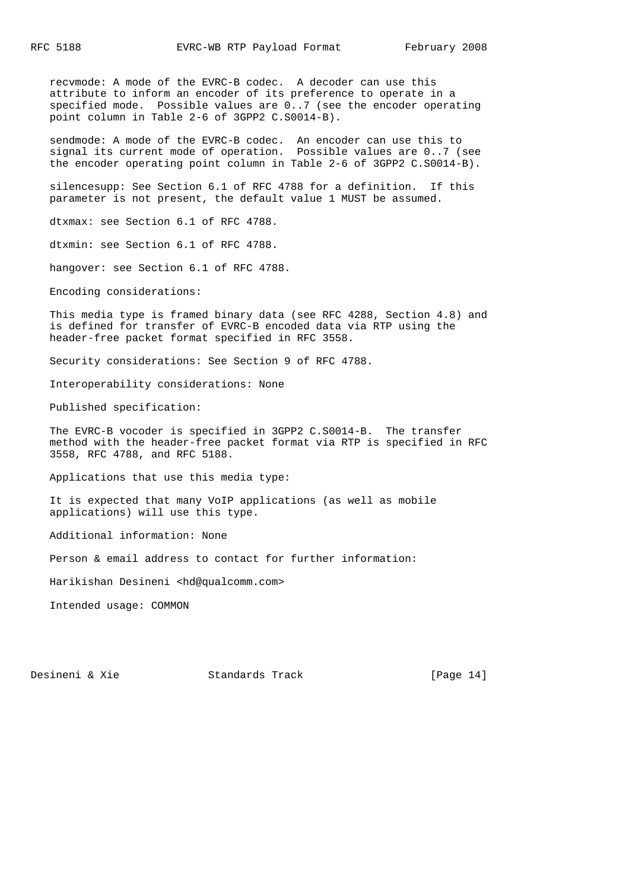recvmode: A mode of the EVRC-B codec. A decoder can use this attribute to inform an encoder of its preference to operate in a specified mode. Possible values are 0..7 (see the encoder operating point column in Table 2-6 of 3GPP2 C.S0014-B).

sendmode: A mode of the EVRC-B codec. An encoder can use this to signal its current mode of operation. Possible values are 0..7 (see the encoder operating point column in Table 2-6 of 3GPP2 C.S0014-B).

silencesupp: See Section 6.1 of RFC 4788 for a definition. If this parameter is not present, the default value 1 MUST be assumed.

dtxmax: see Section 6.1 of RFC 4788.

dtxmin: see Section 6.1 of RFC 4788.

hangover: see Section 6.1 of RFC 4788.

Encoding considerations:

This media type is framed binary data (see RFC 4288, Section 4.8) and is defined for transfer of EVRC-B encoded data via RTP using the header-free packet format specified in RFC 3558.

Security considerations: See Section 9 of RFC 4788.

Interoperability considerations: None

Published specification:

The EVRC-B vocoder is specified in 3GPP2 C.S0014-B. The transfer method with the header-free packet format via RTP is specified in RFC 3558, RFC 4788, and RFC 5188.

Applications that use this media type:

It is expected that many VoIP applications (as well as mobile applications) will use this type.

Additional information: None

Person & email address to contact for further information:

Harikishan Desineni <hd@qualcomm.com>

Intended usage: COMMON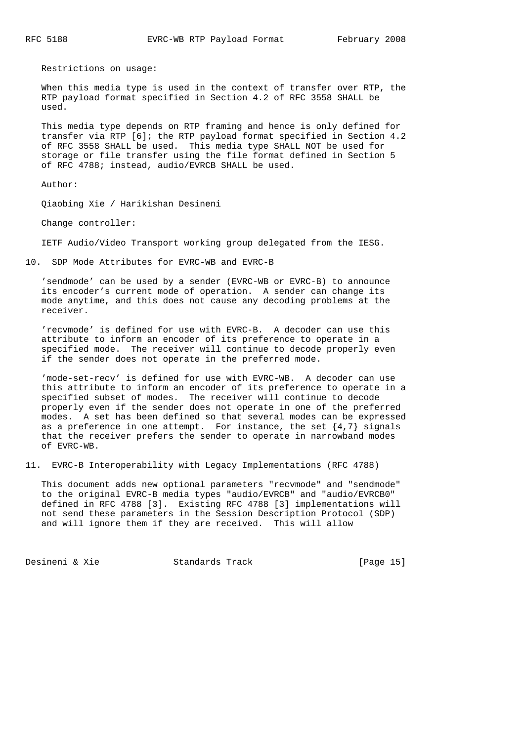Restrictions on usage:

When this media type is used in the context of transfer over RTP, the RTP payload format specified in Section 4.2 of RFC 3558 SHALL be used.

This media type depends on RTP framing and hence is only defined for transfer via RTP [6]; the RTP payload format specified in Section 4.2 of RFC 3558 SHALL be used. This media type SHALL NOT be used for storage or file transfer using the file format defined in Section 5 of RFC 4788; instead, audio/EVRCB SHALL be used.

Author:

Qiaobing Xie / Harikishan Desineni

Change controller:

IETF Audio/Video Transport working group delegated from the IESG.

## 10. SDP Mode Attributes for EVRC-WB and EVRC-B

'sendmode' can be used by a sender (EVRC-WB or EVRC-B) to announce its encoder's current mode of operation. A sender can change its mode anytime, and this does not cause any decoding problems at the receiver.

'recvmode' is defined for use with EVRC-B. A decoder can use this attribute to inform an encoder of its preference to operate in a specified mode. The receiver will continue to decode properly even if the sender does not operate in the preferred mode.

'mode-set-recv' is defined for use with EVRC-WB. A decoder can use this attribute to inform an encoder of its preference to operate in a specified subset of modes. The receiver will continue to decode properly even if the sender does not operate in one of the preferred modes. A set has been defined so that several modes can be expressed as a preference in one attempt. For instance, the set {4,7} signals that the receiver prefers the sender to operate in narrowband modes of EVRC-WB.

## 11. EVRC-B Interoperability with Legacy Implementations (RFC 4788)

This document adds new optional parameters "recvmode" and "sendmode" to the original EVRC-B media types "audio/EVRCB" and "audio/EVRCB0" defined in RFC 4788 [3]. Existing RFC 4788 [3] implementations will not send these parameters in the Session Description Protocol (SDP) and will ignore them if they are received. This will allow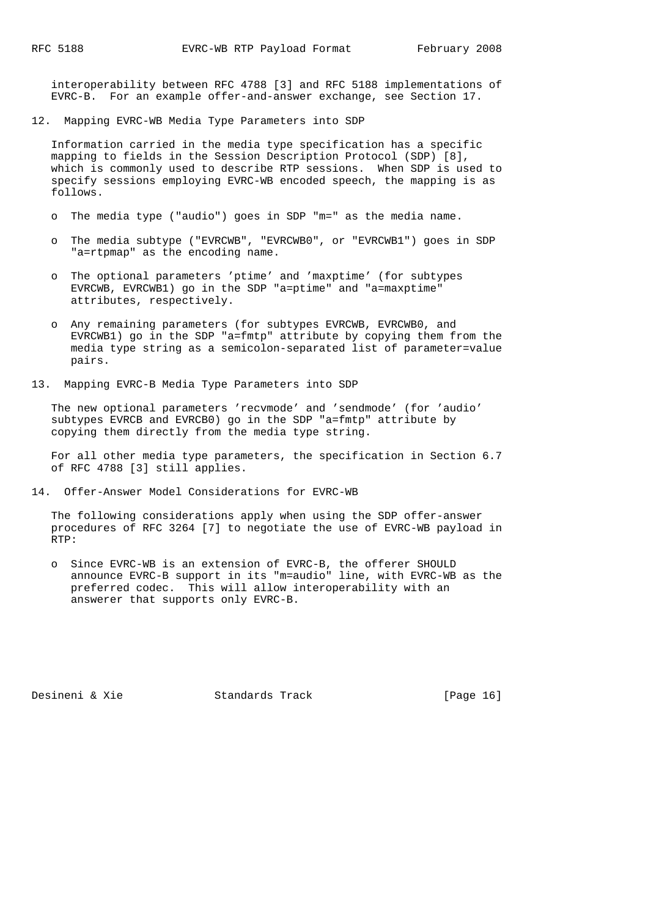interoperability between RFC 4788 [3] and RFC 5188 implementations of EVRC-B. For an example offer-and-answer exchange, see Section 17.

## 12. Mapping EVRC-WB Media Type Parameters into SDP

Information carried in the media type specification has a specific mapping to fields in the Session Description Protocol (SDP) [8], which is commonly used to describe RTP sessions. When SDP is used to specify sessions employing EVRC-WB encoded speech, the mapping is as follows.

- The media type ("audio") goes in SDP "m=" as the media name.
- The media subtype ("EVRCWB", "EVRCWB0", or "EVRCWB1") goes in SDP "a=rtpmap" as the encoding name.
- The optional parameters 'ptime' and 'maxptime' (for subtypes EVRCWB, EVRCWB1) go in the SDP "a=ptime" and "a=maxptime" attributes, respectively.
- Any remaining parameters (for subtypes EVRCWB, EVRCWB0, and EVRCWB1) go in the SDP "a=fmtp" attribute by copying them from the media type string as a semicolon-separated list of parameter=value pairs.

## 13. Mapping EVRC-B Media Type Parameters into SDP

The new optional parameters 'recvmode' and 'sendmode' (for 'audio' subtypes EVRCB and EVRCB0) go in the SDP "a=fmtp" attribute by copying them directly from the media type string.

For all other media type parameters, the specification in Section 6.7 of RFC 4788 [3] still applies.

## 14. Offer-Answer Model Considerations for EVRC-WB

The following considerations apply when using the SDP offer-answer procedures of RFC 3264 [7] to negotiate the use of EVRC-WB payload in RTP:

- Since EVRC-WB is an extension of EVRC-B, the offerer SHOULD announce EVRC-B support in its "m=audio" line, with EVRC-WB as the preferred codec. This will allow interoperability with an answerer that supports only EVRC-B.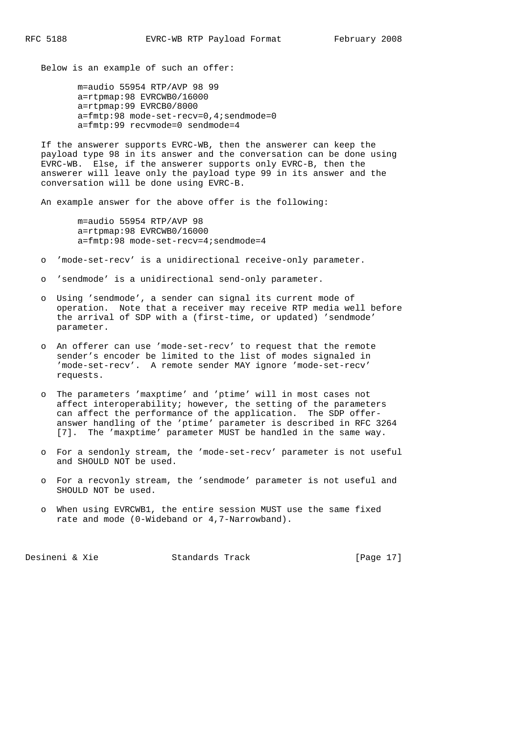Below is an example of such an offer:

```
m=audio 55954 RTP/AVP 98 99
a=rtpmap:98 EVRCWB0/16000
a=rtpmap:99 EVRCB0/8000
a=fmtp:98 mode-set-recv=0,4;sendmode=0
a=fmtp:99 recvmode=0 sendmode=4
```

If the answerer supports EVRC-WB, then the answerer can keep the payload type 98 in its answer and the conversation can be done using EVRC-WB. Else, if the answerer supports only EVRC-B, then the answerer will leave only the payload type 99 in its answer and the conversation will be done using EVRC-B.

An example answer for the above offer is the following:

```
m=audio 55954 RTP/AVP 98
a=rtpmap:98 EVRCWB0/16000
a=fmtp:98 mode-set-recv=4;sendmode=4
```

- 'mode-set-recv' is a unidirectional receive-only parameter.
- 'sendmode' is a unidirectional send-only parameter.
- Using 'sendmode', a sender can signal its current mode of operation. Note that a receiver may receive RTP media well before the arrival of SDP with a (first-time, or updated) 'sendmode' parameter.
- An offerer can use 'mode-set-recv' to request that the remote sender's encoder be limited to the list of modes signaled in 'mode-set-recv'. A remote sender MAY ignore 'mode-set-recv' requests.
- The parameters 'maxptime' and 'ptime' will in most cases not affect interoperability; however, the setting of the parameters can affect the performance of the application. The SDP offer-answer handling of the 'ptime' parameter is described in RFC 3264 [7]. The 'maxptime' parameter MUST be handled in the same way.
- For a sendonly stream, the 'mode-set-recv' parameter is not useful and SHOULD NOT be used.
- For a recvonly stream, the 'sendmode' parameter is not useful and SHOULD NOT be used.
- When using EVRCWB1, the entire session MUST use the same fixed rate and mode (0-Wideband or 4,7-Narrowband).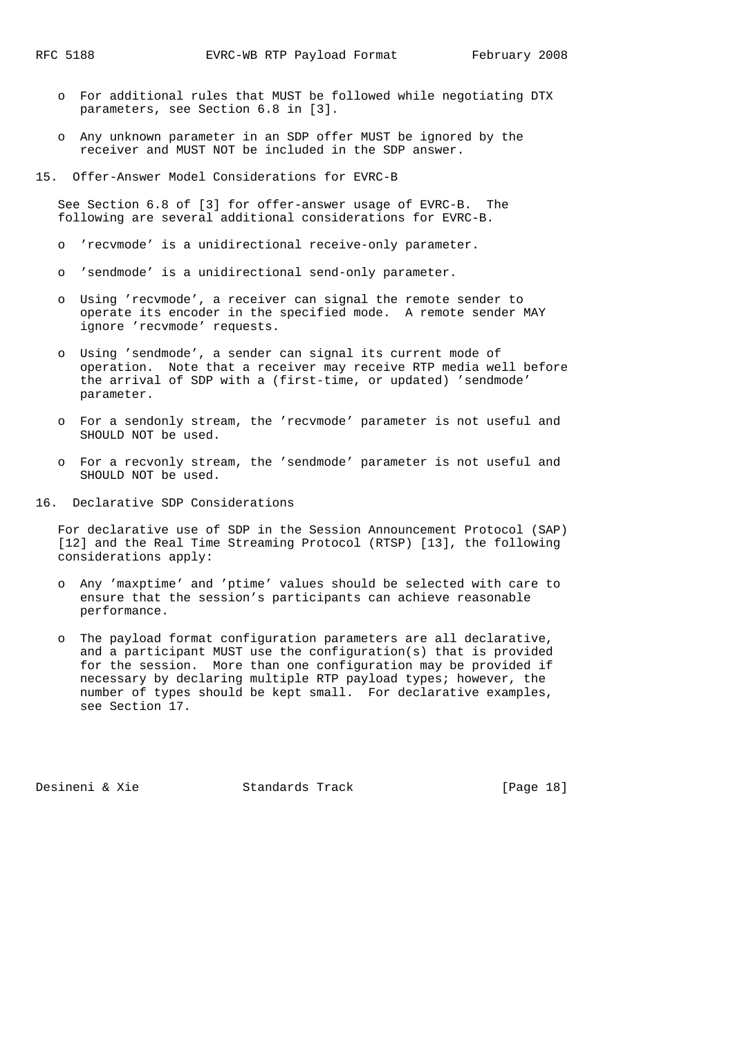- For additional rules that MUST be followed while negotiating DTX parameters, see Section 6.8 in [3].

- Any unknown parameter in an SDP offer MUST be ignored by the receiver and MUST NOT be included in the SDP answer.

## 15. Offer-Answer Model Considerations for EVRC-B

See Section 6.8 of [3] for offer-answer usage of EVRC-B. The following are several additional considerations for EVRC-B.

- 'recvmode' is a unidirectional receive-only parameter.

- 'sendmode' is a unidirectional send-only parameter.

- Using 'recvmode', a receiver can signal the remote sender to operate its encoder in the specified mode. A remote sender MAY ignore 'recvmode' requests.

- Using 'sendmode', a sender can signal its current mode of operation. Note that a receiver may receive RTP media well before the arrival of SDP with a (first-time, or updated) 'sendmode' parameter.

- For a sendonly stream, the 'recvmode' parameter is not useful and SHOULD NOT be used.

- For a recvonly stream, the 'sendmode' parameter is not useful and SHOULD NOT be used.

## 16. Declarative SDP Considerations

For declarative use of SDP in the Session Announcement Protocol (SAP) [12] and the Real Time Streaming Protocol (RTSP) [13], the following considerations apply:

- Any 'maxptime' and 'ptime' values should be selected with care to ensure that the session's participants can achieve reasonable performance.

- The payload format configuration parameters are all declarative, and a participant MUST use the configuration(s) that is provided for the session. More than one configuration may be provided if necessary by declaring multiple RTP payload types; however, the number of types should be kept small. For declarative examples, see Section 17.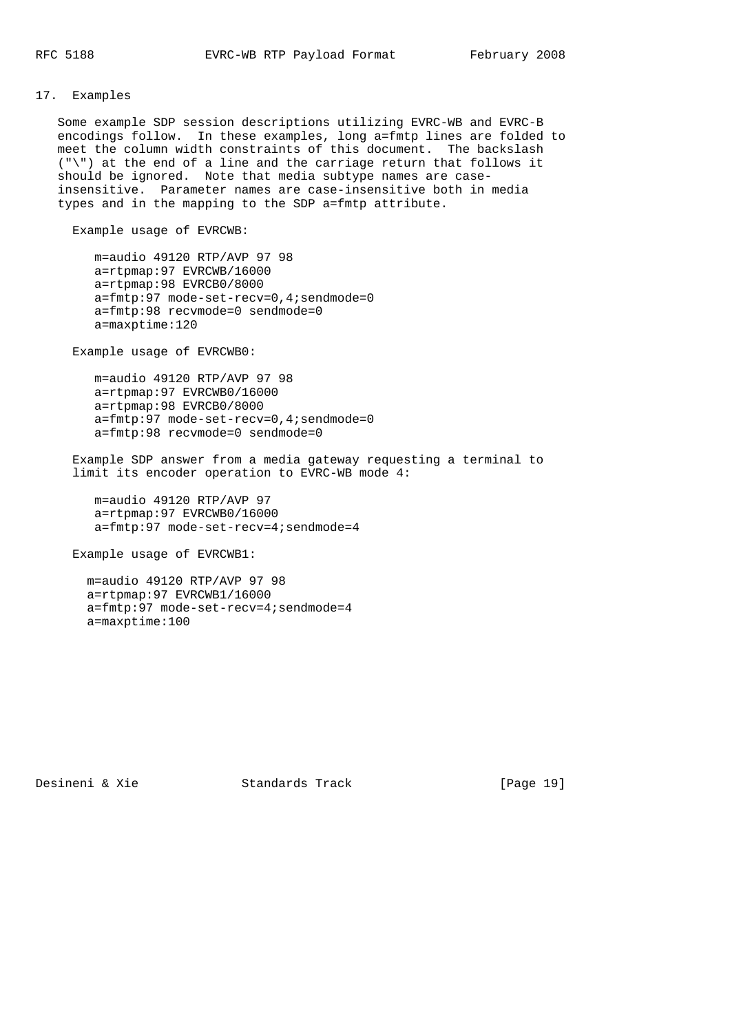## 17. Examples

Some example SDP session descriptions utilizing EVRC-WB and EVRC-B encodings follow. In these examples, long a=fmtp lines are folded to meet the column width constraints of this document. The backslash ("\") at the end of a line and the carriage return that follows it should be ignored. Note that media subtype names are case-insensitive. Parameter names are case-insensitive both in media types and in the mapping to the SDP a=fmtp attribute.

Example usage of EVRCWB:

```
m=audio 49120 RTP/AVP 97 98
a=rtpmap:97 EVRCWB/16000
a=rtpmap:98 EVRCB0/8000
a=fmtp:97 mode-set-recv=0,4;sendmode=0
a=fmtp:98 recvmode=0 sendmode=0
a=maxptime:120
```

Example usage of EVRCWB0:

```
m=audio 49120 RTP/AVP 97 98
a=rtpmap:97 EVRCWB0/16000
a=rtpmap:98 EVRCB0/8000
a=fmtp:97 mode-set-recv=0,4;sendmode=0
a=fmtp:98 recvmode=0 sendmode=0
```

Example SDP answer from a media gateway requesting a terminal to limit its encoder operation to EVRC-WB mode 4:

```
m=audio 49120 RTP/AVP 97
a=rtpmap:97 EVRCWB0/16000
a=fmtp:97 mode-set-recv=4;sendmode=4
```

Example usage of EVRCWB1:

```
m=audio 49120 RTP/AVP 97 98
a=rtpmap:97 EVRCWB1/16000
a=fmtp:97 mode-set-recv=4;sendmode=4
a=maxptime:100
```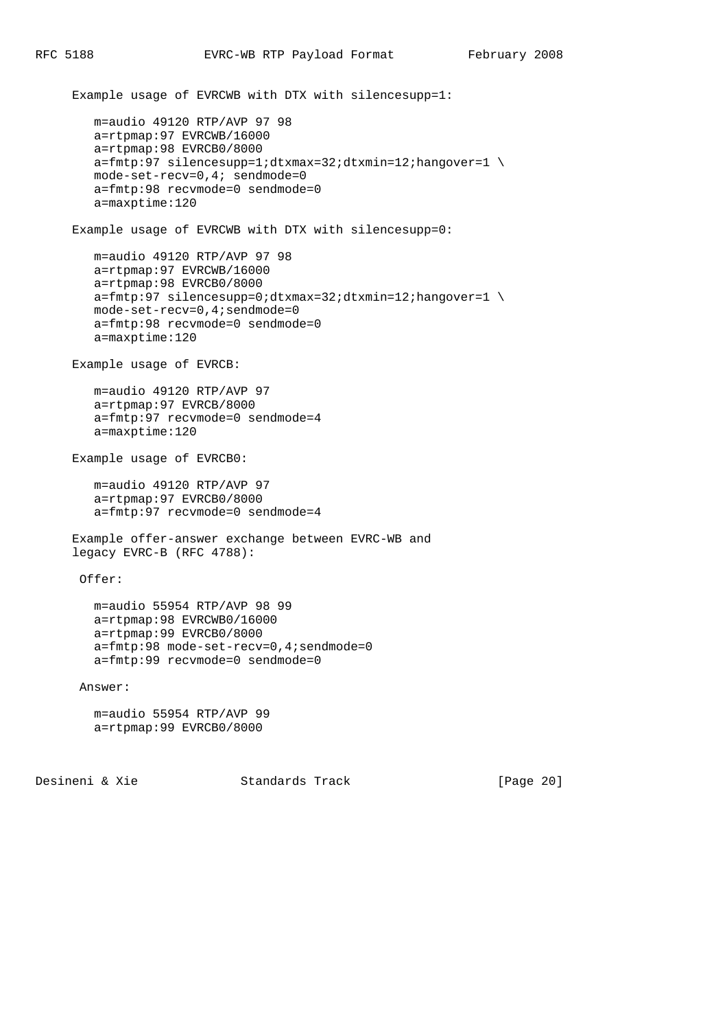Example usage of EVRCWB with DTX with silencesupp=1:

```
m=audio 49120 RTP/AVP 97 98
a=rtpmap:97 EVRCWB/16000
a=rtpmap:98 EVRCB0/8000
a=fmtp:97 silencesupp=1;dtxmax=32;dtxmin=12;hangover=1 \
mode-set-recv=0,4; sendmode=0
a=fmtp:98 recvmode=0 sendmode=0
a=maxptime:120
```

Example usage of EVRCWB with DTX with silencesupp=0:

```
m=audio 49120 RTP/AVP 97 98
a=rtpmap:97 EVRCWB/16000
a=rtpmap:98 EVRCB0/8000
a=fmtp:97 silencesupp=0;dtxmax=32;dtxmin=12;hangover=1 \
mode-set-recv=0,4;sendmode=0
a=fmtp:98 recvmode=0 sendmode=0
a=maxptime:120
```

Example usage of EVRCB:

```
m=audio 49120 RTP/AVP 97
a=rtpmap:97 EVRCB/8000
a=fmtp:97 recvmode=0 sendmode=4
a=maxptime:120
```

Example usage of EVRCB0:

```
m=audio 49120 RTP/AVP 97
a=rtpmap:97 EVRCB0/8000
a=fmtp:97 recvmode=0 sendmode=4
```

Example offer-answer exchange between EVRC-WB and legacy EVRC-B (RFC 4788):

Offer:

```
m=audio 55954 RTP/AVP 98 99
a=rtpmap:98 EVRCWB0/16000
a=rtpmap:99 EVRCB0/8000
a=fmtp:98 mode-set-recv=0,4;sendmode=0
a=fmtp:99 recvmode=0 sendmode=0
```

Answer:

```
m=audio 55954 RTP/AVP 99
a=rtpmap:99 EVRCB0/8000
```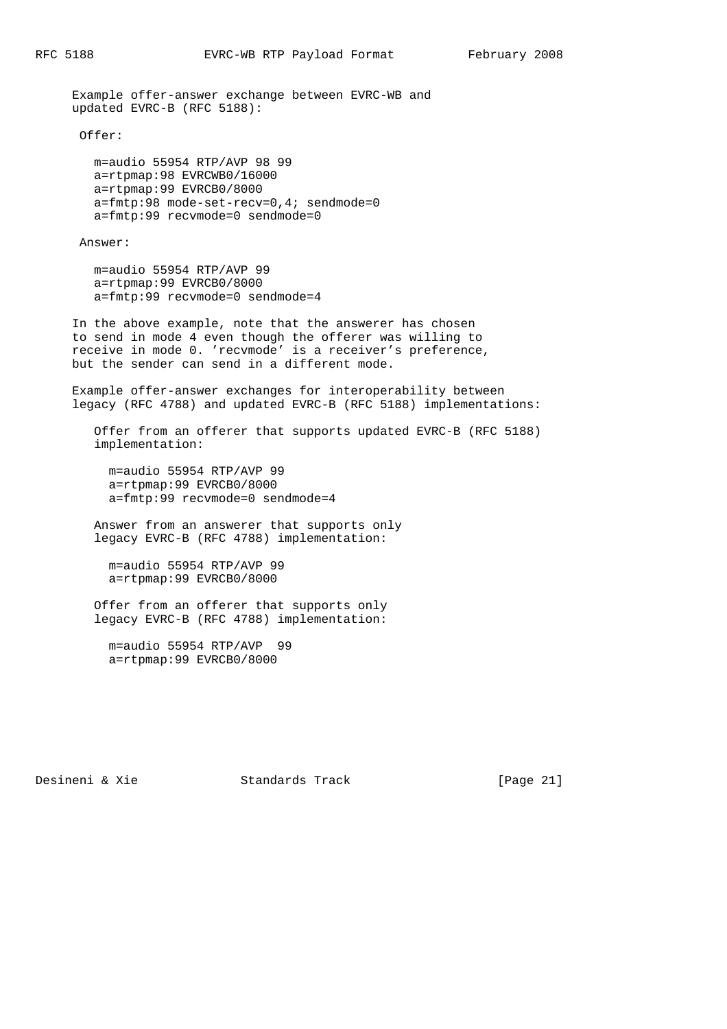Example offer-answer exchange between EVRC-WB and updated EVRC-B (RFC 5188):

Offer:

```
m=audio 55954 RTP/AVP 98 99
a=rtpmap:98 EVRCWB0/16000
a=rtpmap:99 EVRCB0/8000
a=fmtp:98 mode-set-recv=0,4; sendmode=0
a=fmtp:99 recvmode=0 sendmode=0
```

Answer:

```
m=audio 55954 RTP/AVP 99
a=rtpmap:99 EVRCB0/8000
a=fmtp:99 recvmode=0 sendmode=4
```

In the above example, note that the answerer has chosen to send in mode 4 even though the offerer was willing to receive in mode 0. 'recvmode' is a receiver's preference, but the sender can send in a different mode.

Example offer-answer exchanges for interoperability between legacy (RFC 4788) and updated EVRC-B (RFC 5188) implementations:

Offer from an offerer that supports updated EVRC-B (RFC 5188) implementation:

```
m=audio 55954 RTP/AVP 99
a=rtpmap:99 EVRCB0/8000
a=fmtp:99 recvmode=0 sendmode=4
```

Answer from an answerer that supports only legacy EVRC-B (RFC 4788) implementation:

```
m=audio 55954 RTP/AVP 99
a=rtpmap:99 EVRCB0/8000
```

Offer from an offerer that supports only legacy EVRC-B (RFC 4788) implementation:

```
m=audio 55954 RTP/AVP  99
a=rtpmap:99 EVRCB0/8000
```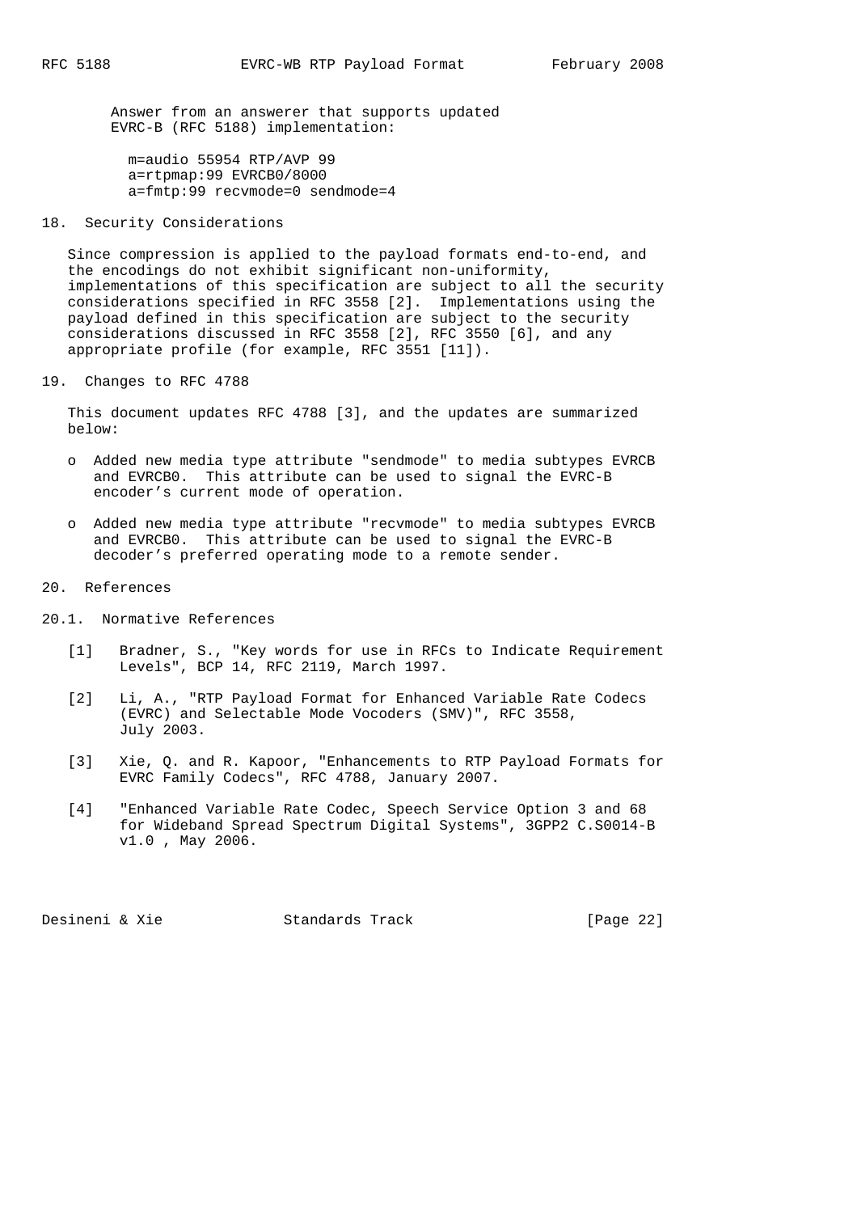Answer from an answerer that supports updated EVRC-B (RFC 5188) implementation:

```
m=audio 55954 RTP/AVP 99
a=rtpmap:99 EVRCB0/8000
a=fmtp:99 recvmode=0 sendmode=4
```

## 18. Security Considerations

Since compression is applied to the payload formats end-to-end, and the encodings do not exhibit significant non-uniformity, implementations of this specification are subject to all the security considerations specified in RFC 3558 [2]. Implementations using the payload defined in this specification are subject to the security considerations discussed in RFC 3558 [2], RFC 3550 [6], and any appropriate profile (for example, RFC 3551 [11]).

## 19. Changes to RFC 4788

This document updates RFC 4788 [3], and the updates are summarized below:

- Added new media type attribute "sendmode" to media subtypes EVRCB and EVRCB0. This attribute can be used to signal the EVRC-B encoder's current mode of operation.
- Added new media type attribute "recvmode" to media subtypes EVRCB and EVRCB0. This attribute can be used to signal the EVRC-B decoder's preferred operating mode to a remote sender.

## 20. References

### 20.1. Normative References

[1] Bradner, S., "Key words for use in RFCs to Indicate Requirement Levels", BCP 14, RFC 2119, March 1997.

[2] Li, A., "RTP Payload Format for Enhanced Variable Rate Codecs (EVRC) and Selectable Mode Vocoders (SMV)", RFC 3558, July 2003.

[3] Xie, Q. and R. Kapoor, "Enhancements to RTP Payload Formats for EVRC Family Codecs", RFC 4788, January 2007.

[4] "Enhanced Variable Rate Codec, Speech Service Option 3 and 68 for Wideband Spread Spectrum Digital Systems", 3GPP2 C.S0014-B v1.0 , May 2006.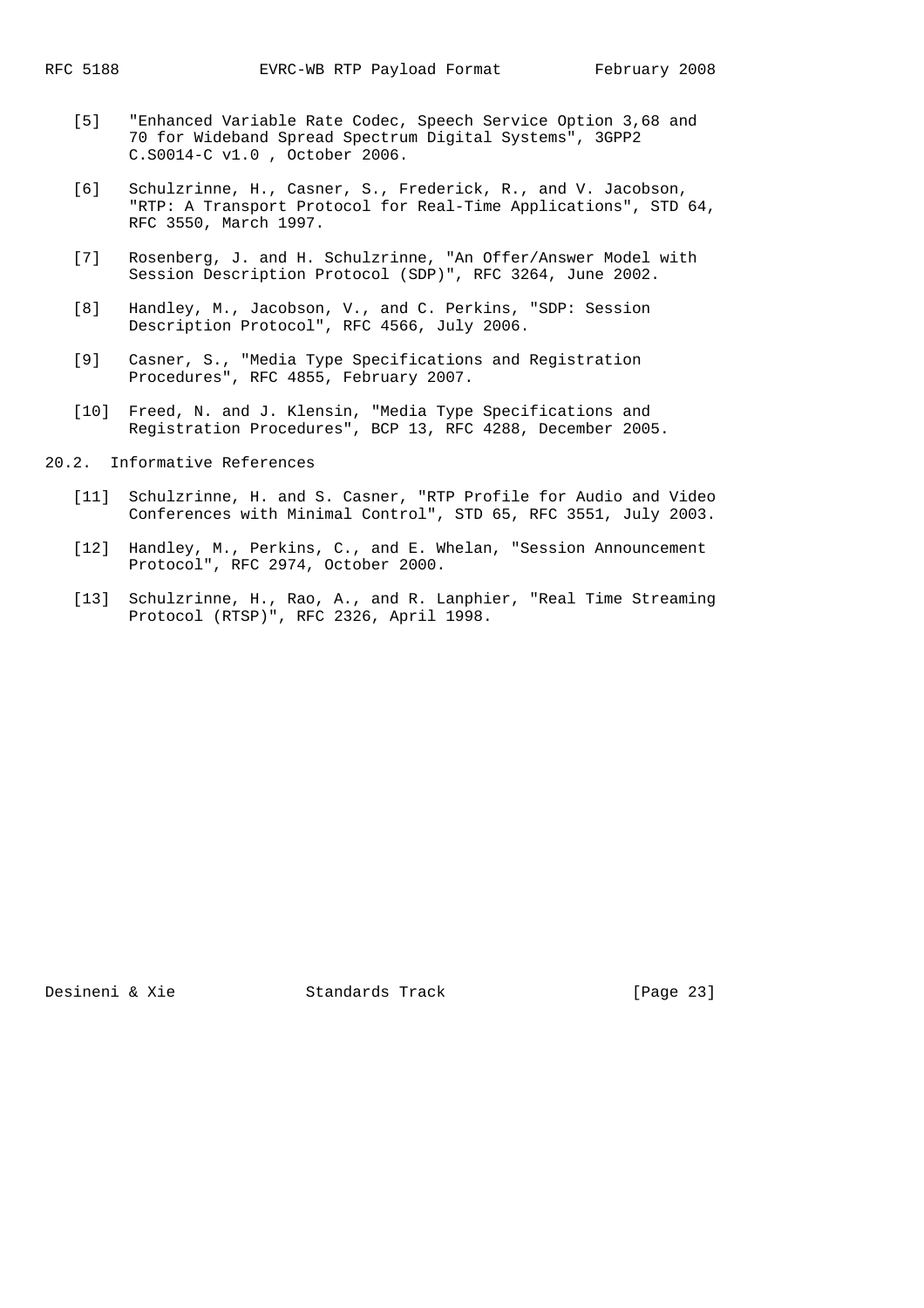[5] "Enhanced Variable Rate Codec, Speech Service Option 3,68 and 70 for Wideband Spread Spectrum Digital Systems", 3GPP2 C.S0014-C v1.0 , October 2006.

[6] Schulzrinne, H., Casner, S., Frederick, R., and V. Jacobson, "RTP: A Transport Protocol for Real-Time Applications", STD 64, RFC 3550, March 1997.

[7] Rosenberg, J. and H. Schulzrinne, "An Offer/Answer Model with Session Description Protocol (SDP)", RFC 3264, June 2002.

[8] Handley, M., Jacobson, V., and C. Perkins, "SDP: Session Description Protocol", RFC 4566, July 2006.

[9] Casner, S., "Media Type Specifications and Registration Procedures", RFC 4855, February 2007.

[10] Freed, N. and J. Klensin, "Media Type Specifications and Registration Procedures", BCP 13, RFC 4288, December 2005.

## 20.2. Informative References

[11] Schulzrinne, H. and S. Casner, "RTP Profile for Audio and Video Conferences with Minimal Control", STD 65, RFC 3551, July 2003.

[12] Handley, M., Perkins, C., and E. Whelan, "Session Announcement Protocol", RFC 2974, October 2000.

[13] Schulzrinne, H., Rao, A., and R. Lanphier, "Real Time Streaming Protocol (RTSP)", RFC 2326, April 1998.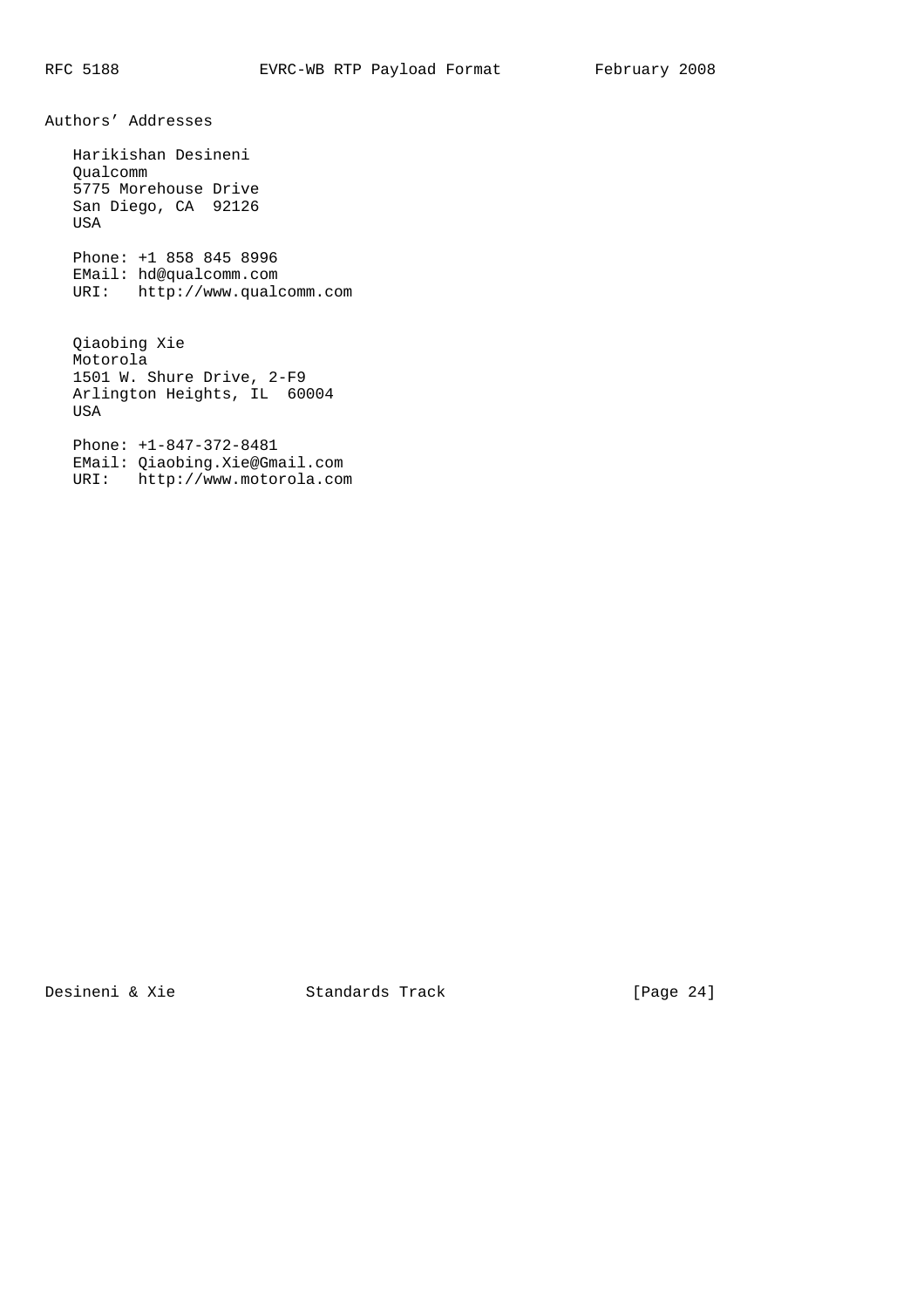## Authors' Addresses

Harikishan Desineni
Qualcomm
5775 Morehouse Drive
San Diego, CA  92126
USA

Phone: +1 858 845 8996
EMail: hd@qualcomm.com
URI:   http://www.qualcomm.com

Qiaobing Xie
Motorola
1501 W. Shure Drive, 2-F9
Arlington Heights, IL  60004
USA

Phone: +1-847-372-8481
EMail: Qiaobing.Xie@Gmail.com
URI:   http://www.motorola.com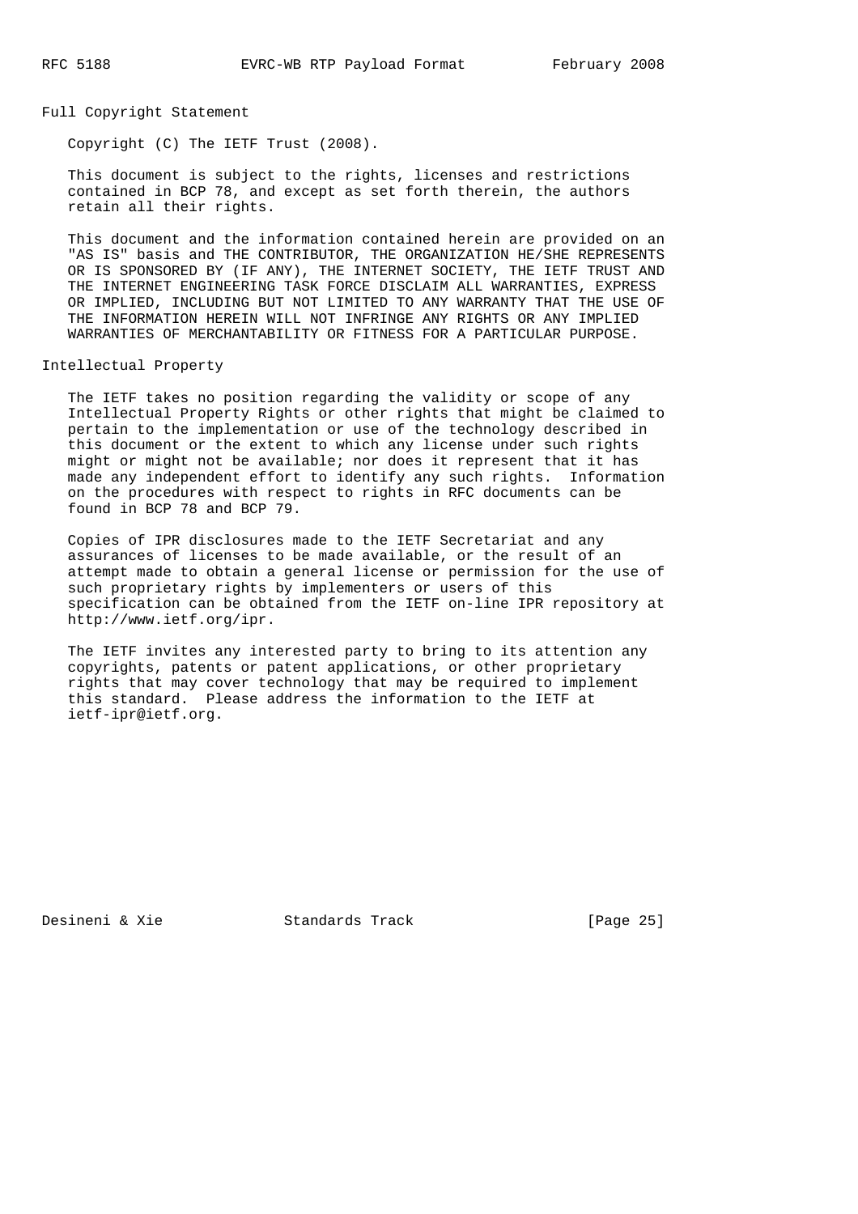## Full Copyright Statement

Copyright (C) The IETF Trust (2008).

This document is subject to the rights, licenses and restrictions contained in BCP 78, and except as set forth therein, the authors retain all their rights.

This document and the information contained herein are provided on an "AS IS" basis and THE CONTRIBUTOR, THE ORGANIZATION HE/SHE REPRESENTS OR IS SPONSORED BY (IF ANY), THE INTERNET SOCIETY, THE IETF TRUST AND THE INTERNET ENGINEERING TASK FORCE DISCLAIM ALL WARRANTIES, EXPRESS OR IMPLIED, INCLUDING BUT NOT LIMITED TO ANY WARRANTY THAT THE USE OF THE INFORMATION HEREIN WILL NOT INFRINGE ANY RIGHTS OR ANY IMPLIED WARRANTIES OF MERCHANTABILITY OR FITNESS FOR A PARTICULAR PURPOSE.

## Intellectual Property

The IETF takes no position regarding the validity or scope of any Intellectual Property Rights or other rights that might be claimed to pertain to the implementation or use of the technology described in this document or the extent to which any license under such rights might or might not be available; nor does it represent that it has made any independent effort to identify any such rights. Information on the procedures with respect to rights in RFC documents can be found in BCP 78 and BCP 79.

Copies of IPR disclosures made to the IETF Secretariat and any assurances of licenses to be made available, or the result of an attempt made to obtain a general license or permission for the use of such proprietary rights by implementers or users of this specification can be obtained from the IETF on-line IPR repository at http://www.ietf.org/ipr.

The IETF invites any interested party to bring to its attention any copyrights, patents or patent applications, or other proprietary rights that may cover technology that may be required to implement this standard. Please address the information to the IETF at ietf-ipr@ietf.org.